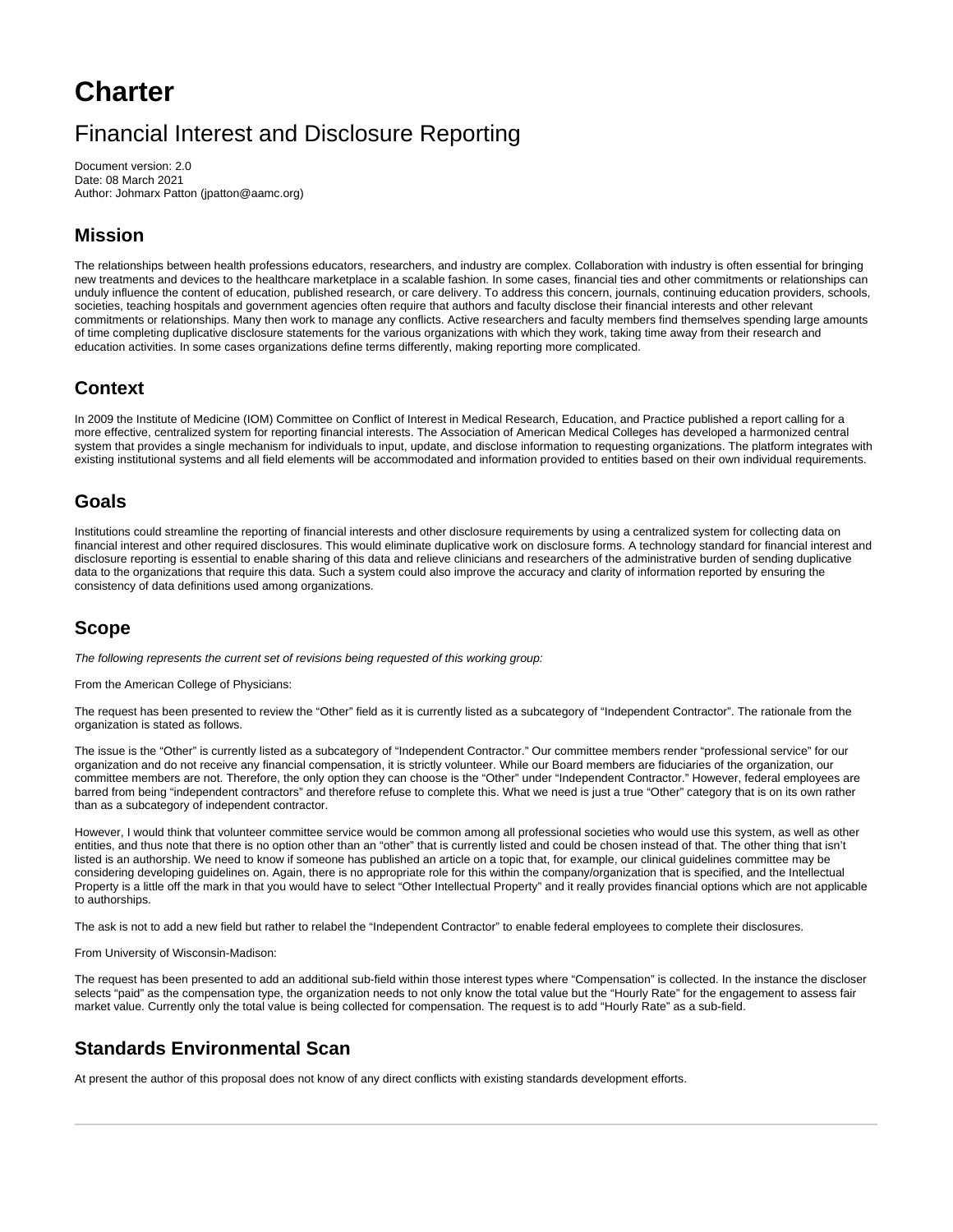# Charter

## Financial Interest and Disclosure Reporting

Document version: 2.0
Date: 08 March 2021
Author: Johmarx Patton (jpatton@aamc.org)

### Mission

The relationships between health professions educators, researchers, and industry are complex. Collaboration with industry is often essential for bringing new treatments and devices to the healthcare marketplace in a scalable fashion. In some cases, financial ties and other commitments or relationships can unduly influence the content of education, published research, or care delivery. To address this concern, journals, continuing education providers, schools, societies, teaching hospitals and government agencies often require that authors and faculty disclose their financial interests and other relevant commitments or relationships. Many then work to manage any conflicts. Active researchers and faculty members find themselves spending large amounts of time completing duplicative disclosure statements for the various organizations with which they work, taking time away from their research and education activities. In some cases organizations define terms differently, making reporting more complicated.

### Context

In 2009 the Institute of Medicine (IOM) Committee on Conflict of Interest in Medical Research, Education, and Practice published a report calling for a more effective, centralized system for reporting financial interests. The Association of American Medical Colleges has developed a harmonized central system that provides a single mechanism for individuals to input, update, and disclose information to requesting organizations. The platform integrates with existing institutional systems and all field elements will be accommodated and information provided to entities based on their own individual requirements.

### Goals

Institutions could streamline the reporting of financial interests and other disclosure requirements by using a centralized system for collecting data on financial interest and other required disclosures. This would eliminate duplicative work on disclosure forms. A technology standard for financial interest and disclosure reporting is essential to enable sharing of this data and relieve clinicians and researchers of the administrative burden of sending duplicative data to the organizations that require this data. Such a system could also improve the accuracy and clarity of information reported by ensuring the consistency of data definitions used among organizations.

### Scope

*The following represents the current set of revisions being requested of this working group:*

From the American College of Physicians:

The request has been presented to review the "Other" field as it is currently listed as a subcategory of "Independent Contractor". The rationale from the organization is stated as follows.

The issue is the "Other" is currently listed as a subcategory of "Independent Contractor." Our committee members render "professional service" for our organization and do not receive any financial compensation, it is strictly volunteer. While our Board members are fiduciaries of the organization, our committee members are not. Therefore, the only option they can choose is the "Other" under "Independent Contractor." However, federal employees are barred from being "independent contractors" and therefore refuse to complete this. What we need is just a true "Other" category that is on its own rather than as a subcategory of independent contractor.

However, I would think that volunteer committee service would be common among all professional societies who would use this system, as well as other entities, and thus note that there is no option other than an "other" that is currently listed and could be chosen instead of that. The other thing that isn't listed is an authorship. We need to know if someone has published an article on a topic that, for example, our clinical guidelines committee may be considering developing guidelines on. Again, there is no appropriate role for this within the company/organization that is specified, and the Intellectual Property is a little off the mark in that you would have to select "Other Intellectual Property" and it really provides financial options which are not applicable to authorships.

The ask is not to add a new field but rather to relabel the "Independent Contractor" to enable federal employees to complete their disclosures.

From University of Wisconsin-Madison:

The request has been presented to add an additional sub-field within those interest types where "Compensation" is collected. In the instance the discloser selects "paid" as the compensation type, the organization needs to not only know the total value but the "Hourly Rate" for the engagement to assess fair market value. Currently only the total value is being collected for compensation. The request is to add "Hourly Rate" as a sub-field.

### Standards Environmental Scan

At present the author of this proposal does not know of any direct conflicts with existing standards development efforts.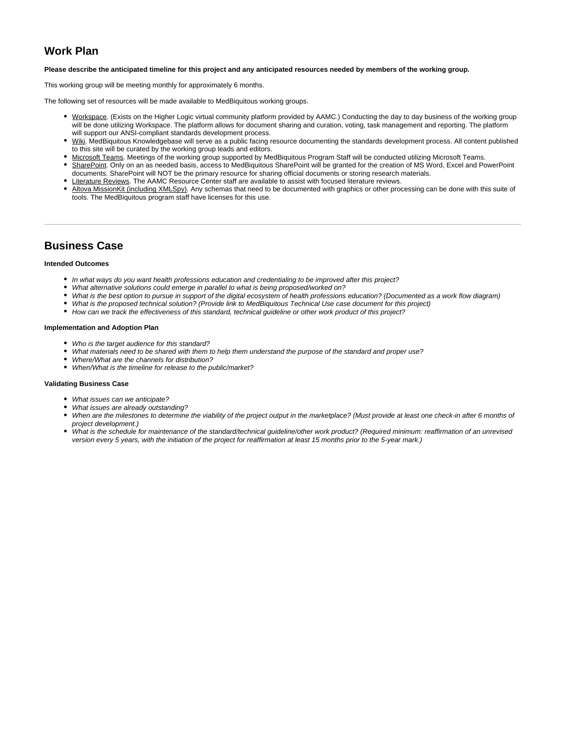## Work Plan

**Please describe the anticipated timeline for this project and any anticipated resources needed by members of the working group.**

This working group will be meeting monthly for approximately 6 months.

The following set of resources will be made available to MedBiquitous working groups.

- Workspace. (Exists on the Higher Logic virtual community platform provided by AAMC.) Conducting the day to day business of the working group will be done utilizing Workspace. The platform allows for document sharing and curation, voting, task management and reporting. The platform will support our ANSI-compliant standards development process.
- Wiki. MedBiquitous Knowledgebase will serve as a public facing resource documenting the standards development process. All content published to this site will be curated by the working group leads and editors.
- Microsoft Teams. Meetings of the working group supported by MedBiquitous Program Staff will be conducted utilizing Microsoft Teams.
- SharePoint. Only on an as needed basis, access to MedBiquitous SharePoint will be granted for the creation of MS Word, Excel and PowerPoint documents. SharePoint will NOT be the primary resource for sharing official documents or storing research materials.
- Literature Reviews. The AAMC Resource Center staff are available to assist with focused literature reviews.
- Altova MissionKit (including XMLSpy). Any schemas that need to be documented with graphics or other processing can be done with this suite of tools. The MedBiquitous program staff have licenses for this use.

---

## Business Case

**Intended Outcomes**

- *In what ways do you want health professions education and credentialing to be improved after this project?*
- *What alternative solutions could emerge in parallel to what is being proposed/worked on?*
- *What is the best option to pursue in support of the digital ecosystem of health professions education? (Documented as a work flow diagram)*
- *What is the proposed technical solution? (Provide link to MedBiquitous Technical Use case document for this project)*
- *How can we track the effectiveness of this standard, technical guideline or other work product of this project?*

**Implementation and Adoption Plan**

- *Who is the target audience for this standard?*
- *What materials need to be shared with them to help them understand the purpose of the standard and proper use?*
- *Where/What are the channels for distribution?*
- *When/What is the timeline for release to the public/market?*

**Validating Business Case**

- *What issues can we anticipate?*
- *What issues are already outstanding?*
- *When are the milestones to determine the viability of the project output in the marketplace? (Must provide at least one check-in after 6 months of project development.)*
- *What is the schedule for maintenance of the standard/technical guideline/other work product? (Required minimum: reaffirmation of an unrevised version every 5 years, with the initiation of the project for reaffirmation at least 15 months prior to the 5-year mark.)*